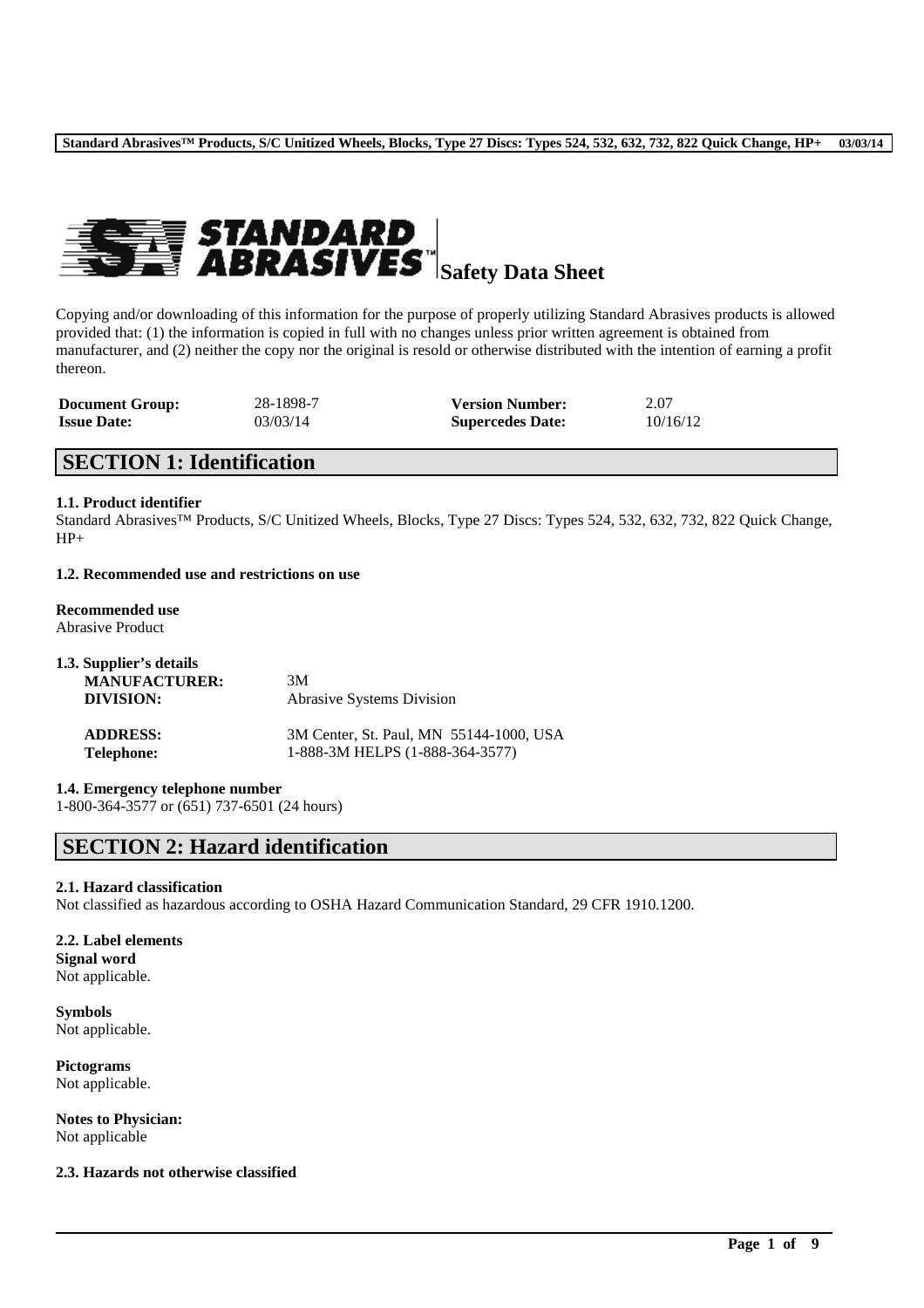# Safety Data Sheet

Copying and/or downloading of this information for the purpose of properly utilizing Standard Abrasives products is allowed provided that: (1) the information is copied in full with no changes unless prior written agreement is obtained from manufacturer, and (2) neither the copy nor the original is resold or otherwise distributed with the intention of earning a profit thereon.

| | | | |
|---|---|---|---|
| **Document Group:** | 28-1898-7 | **Version Number:** | 2.07 |
| **Issue Date:** | 03/03/14 | **Supercedes Date:** | 10/16/12 |

## SECTION 1: Identification

**1.1. Product identifier**

Standard Abrasives™ Products, S/C Unitized Wheels, Blocks, Type 27 Discs: Types 524, 532, 632, 732, 822 Quick Change, HP+

**1.2. Recommended use and restrictions on use**

**Recommended use**

Abrasive Product

**1.3. Supplier's details**

| | |
|---|---|
| **MANUFACTURER:** | 3M |
| **DIVISION:** | Abrasive Systems Division |
| **ADDRESS:** | 3M Center, St. Paul, MN 55144-1000, USA |
| **Telephone:** | 1-888-3M HELPS (1-888-364-3577) |

**1.4. Emergency telephone number**

1-800-364-3577 or (651) 737-6501 (24 hours)

## SECTION 2: Hazard identification

**2.1. Hazard classification**

Not classified as hazardous according to OSHA Hazard Communication Standard, 29 CFR 1910.1200.

**2.2. Label elements**

**Signal word**

Not applicable.

**Symbols**

Not applicable.

**Pictograms**

Not applicable.

**Notes to Physician:**

Not applicable

**2.3. Hazards not otherwise classified**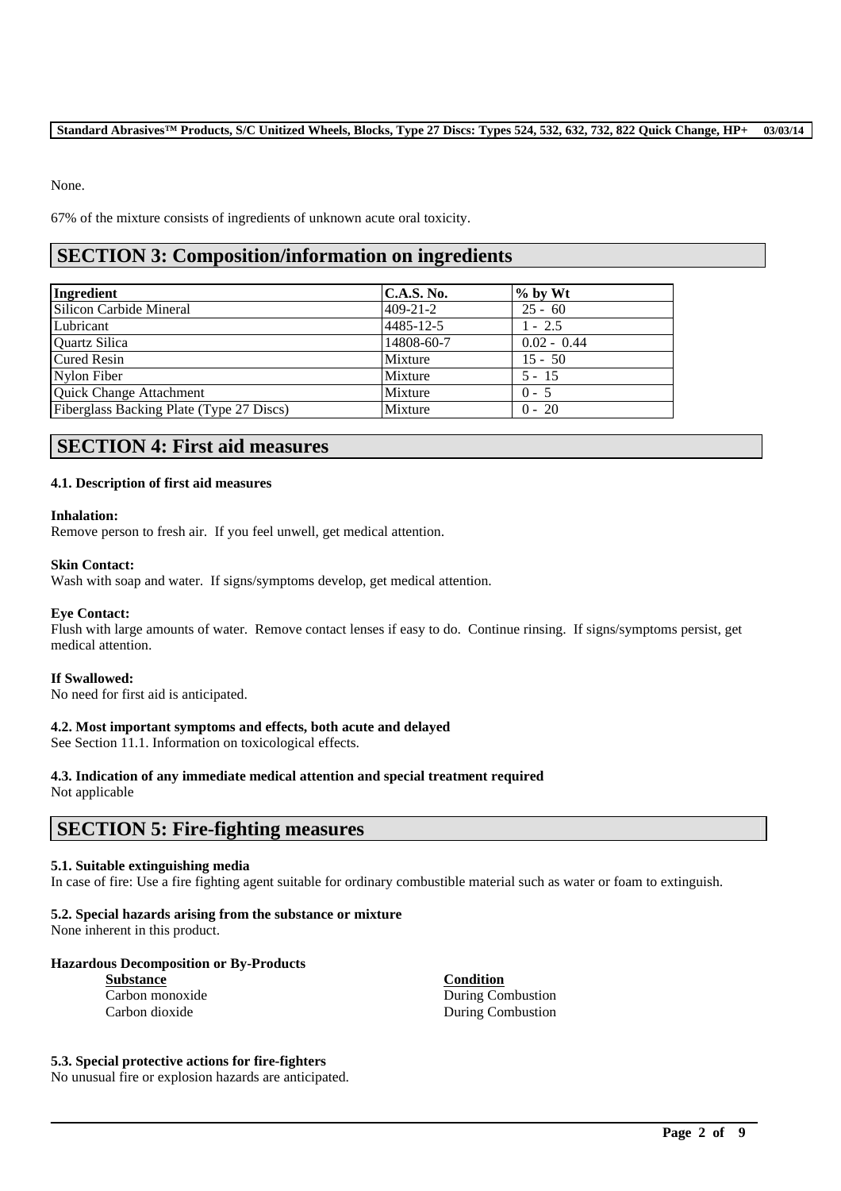None.

67% of the mixture consists of ingredients of unknown acute oral toxicity.

## SECTION 3: Composition/information on ingredients

| Ingredient | C.A.S. No. | % by Wt |
|---|---|---|
| Silicon Carbide Mineral | 409-21-2 | 25 - 60 |
| Lubricant | 4485-12-5 | 1 - 2.5 |
| Quartz Silica | 14808-60-7 | 0.02 - 0.44 |
| Cured Resin | Mixture | 15 - 50 |
| Nylon Fiber | Mixture | 5 - 15 |
| Quick Change Attachment | Mixture | 0 - 5 |
| Fiberglass Backing Plate (Type 27 Discs) | Mixture | 0 - 20 |

## SECTION 4: First aid measures

### 4.1. Description of first aid measures

**Inhalation:**
Remove person to fresh air. If you feel unwell, get medical attention.

**Skin Contact:**
Wash with soap and water. If signs/symptoms develop, get medical attention.

**Eye Contact:**
Flush with large amounts of water. Remove contact lenses if easy to do. Continue rinsing. If signs/symptoms persist, get medical attention.

**If Swallowed:**
No need for first aid is anticipated.

### 4.2. Most important symptoms and effects, both acute and delayed
See Section 11.1. Information on toxicological effects.

### 4.3. Indication of any immediate medical attention and special treatment required
Not applicable

## SECTION 5: Fire-fighting measures

### 5.1. Suitable extinguishing media
In case of fire: Use a fire fighting agent suitable for ordinary combustible material such as water or foam to extinguish.

### 5.2. Special hazards arising from the substance or mixture
None inherent in this product.

**Hazardous Decomposition or By-Products**

| Substance | Condition |
|---|---|
| Carbon monoxide | During Combustion |
| Carbon dioxide | During Combustion |

### 5.3. Special protective actions for fire-fighters
No unusual fire or explosion hazards are anticipated.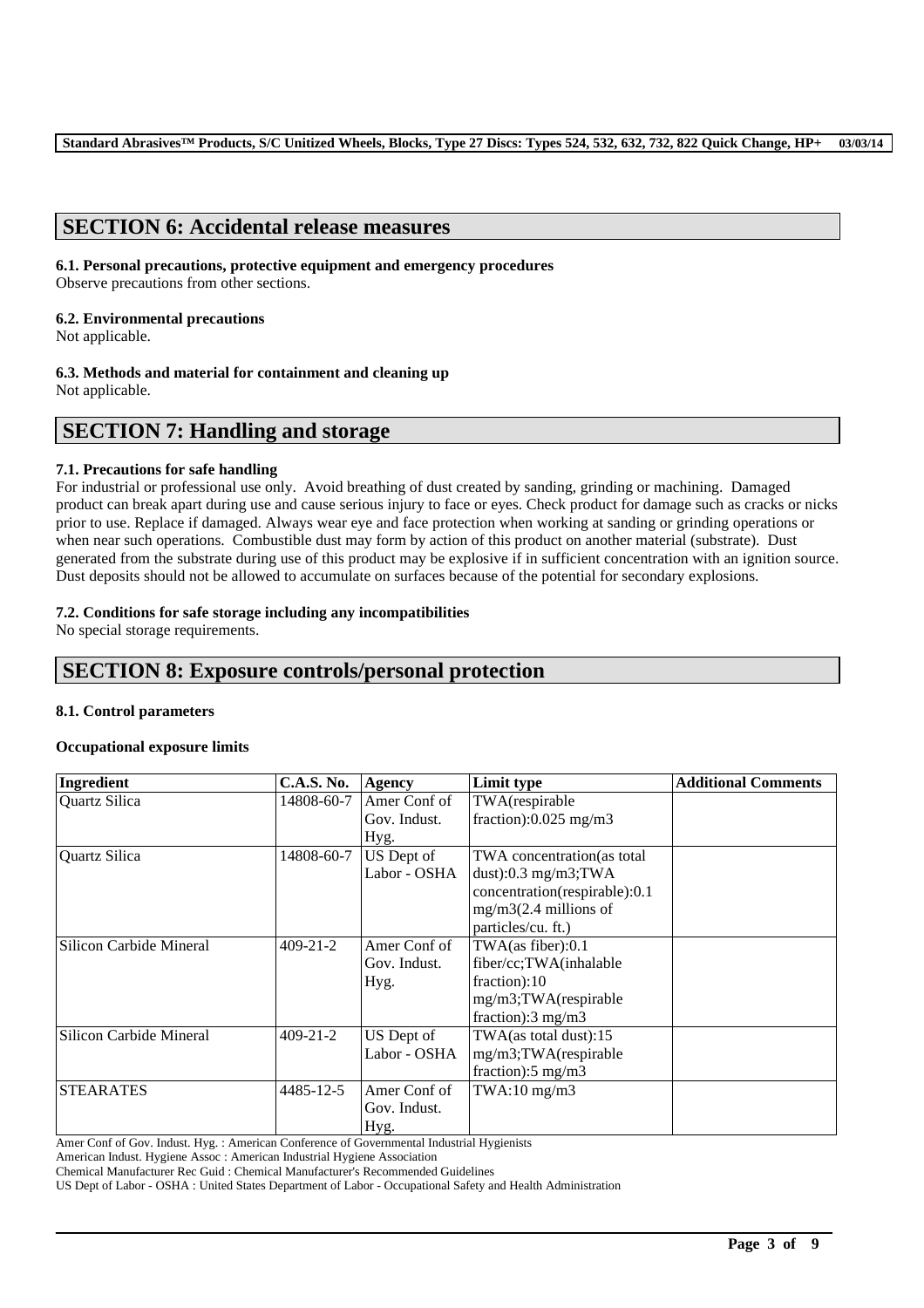## SECTION 6: Accidental release measures

### 6.1. Personal precautions, protective equipment and emergency procedures

Observe precautions from other sections.

### 6.2. Environmental precautions

Not applicable.

### 6.3. Methods and material for containment and cleaning up

Not applicable.

## SECTION 7: Handling and storage

### 7.1. Precautions for safe handling

For industrial or professional use only. Avoid breathing of dust created by sanding, grinding or machining. Damaged product can break apart during use and cause serious injury to face or eyes. Check product for damage such as cracks or nicks prior to use. Replace if damaged. Always wear eye and face protection when working at sanding or grinding operations or when near such operations. Combustible dust may form by action of this product on another material (substrate). Dust generated from the substrate during use of this product may be explosive if in sufficient concentration with an ignition source. Dust deposits should not be allowed to accumulate on surfaces because of the potential for secondary explosions.

### 7.2. Conditions for safe storage including any incompatibilities

No special storage requirements.

## SECTION 8: Exposure controls/personal protection

### 8.1. Control parameters

**Occupational exposure limits**

| Ingredient | C.A.S. No. | Agency | Limit type | Additional Comments |
|---|---|---|---|---|
| Quartz Silica | 14808-60-7 | Amer Conf of Gov. Indust. Hyg. | TWA(respirable fraction):0.025 mg/m3 | |
| Quartz Silica | 14808-60-7 | US Dept of Labor - OSHA | TWA concentration(as total dust):0.3 mg/m3;TWA concentration(respirable):0.1 mg/m3(2.4 millions of particles/cu. ft.) | |
| Silicon Carbide Mineral | 409-21-2 | Amer Conf of Gov. Indust. Hyg. | TWA(as fiber):0.1 fiber/cc;TWA(inhalable fraction):10 mg/m3;TWA(respirable fraction):3 mg/m3 | |
| Silicon Carbide Mineral | 409-21-2 | US Dept of Labor - OSHA | TWA(as total dust):15 mg/m3;TWA(respirable fraction):5 mg/m3 | |
| STEARATES | 4485-12-5 | Amer Conf of Gov. Indust. Hyg. | TWA:10 mg/m3 | |

Amer Conf of Gov. Indust. Hyg. : American Conference of Governmental Industrial Hygienists
American Indust. Hygiene Assoc : American Industrial Hygiene Association
Chemical Manufacturer Rec Guid : Chemical Manufacturer's Recommended Guidelines
US Dept of Labor - OSHA : United States Department of Labor - Occupational Safety and Health Administration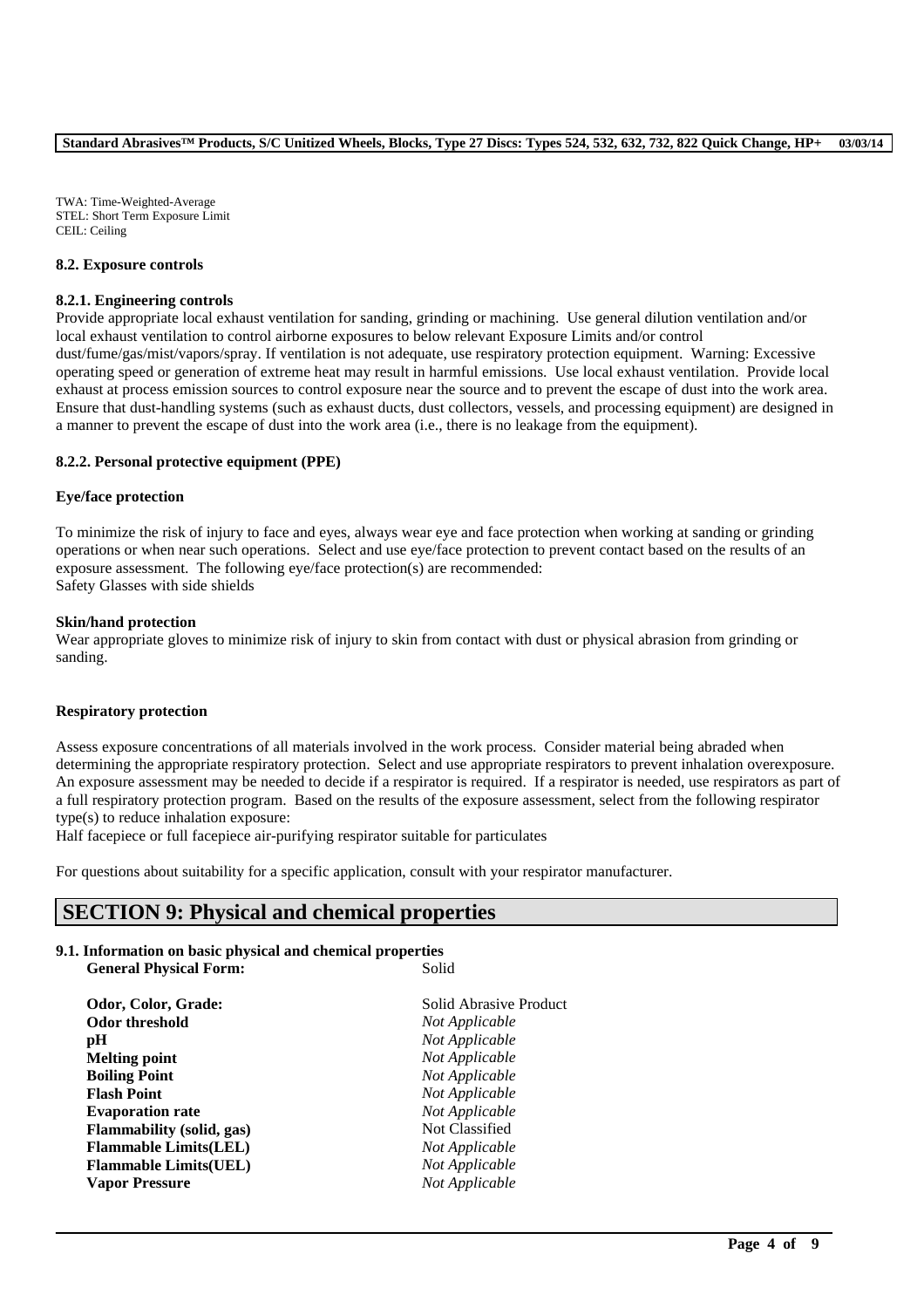TWA: Time-Weighted-Average
STEL: Short Term Exposure Limit
CEIL: Ceiling

### 8.2. Exposure controls

#### 8.2.1. Engineering controls

Provide appropriate local exhaust ventilation for sanding, grinding or machining. Use general dilution ventilation and/or local exhaust ventilation to control airborne exposures to below relevant Exposure Limits and/or control dust/fume/gas/mist/vapors/spray. If ventilation is not adequate, use respiratory protection equipment. Warning: Excessive operating speed or generation of extreme heat may result in harmful emissions. Use local exhaust ventilation. Provide local exhaust at process emission sources to control exposure near the source and to prevent the escape of dust into the work area. Ensure that dust-handling systems (such as exhaust ducts, dust collectors, vessels, and processing equipment) are designed in a manner to prevent the escape of dust into the work area (i.e., there is no leakage from the equipment).

#### 8.2.2. Personal protective equipment (PPE)

**Eye/face protection**

To minimize the risk of injury to face and eyes, always wear eye and face protection when working at sanding or grinding operations or when near such operations. Select and use eye/face protection to prevent contact based on the results of an exposure assessment. The following eye/face protection(s) are recommended:
Safety Glasses with side shields

**Skin/hand protection**

Wear appropriate gloves to minimize risk of injury to skin from contact with dust or physical abrasion from grinding or sanding.

**Respiratory protection**

Assess exposure concentrations of all materials involved in the work process. Consider material being abraded when determining the appropriate respiratory protection. Select and use appropriate respirators to prevent inhalation overexposure. An exposure assessment may be needed to decide if a respirator is required. If a respirator is needed, use respirators as part of a full respiratory protection program. Based on the results of the exposure assessment, select from the following respirator type(s) to reduce inhalation exposure:
Half facepiece or full facepiece air-purifying respirator suitable for particulates

For questions about suitability for a specific application, consult with your respirator manufacturer.

## SECTION 9: Physical and chemical properties

### 9.1. Information on basic physical and chemical properties

| | |
|---|---|
| **General Physical Form:** | Solid |
| **Odor, Color, Grade:** | Solid Abrasive Product |
| **Odor threshold** | *Not Applicable* |
| **pH** | *Not Applicable* |
| **Melting point** | *Not Applicable* |
| **Boiling Point** | *Not Applicable* |
| **Flash Point** | *Not Applicable* |
| **Evaporation rate** | *Not Applicable* |
| **Flammability (solid, gas)** | Not Classified |
| **Flammable Limits(LEL)** | *Not Applicable* |
| **Flammable Limits(UEL)** | *Not Applicable* |
| **Vapor Pressure** | *Not Applicable* |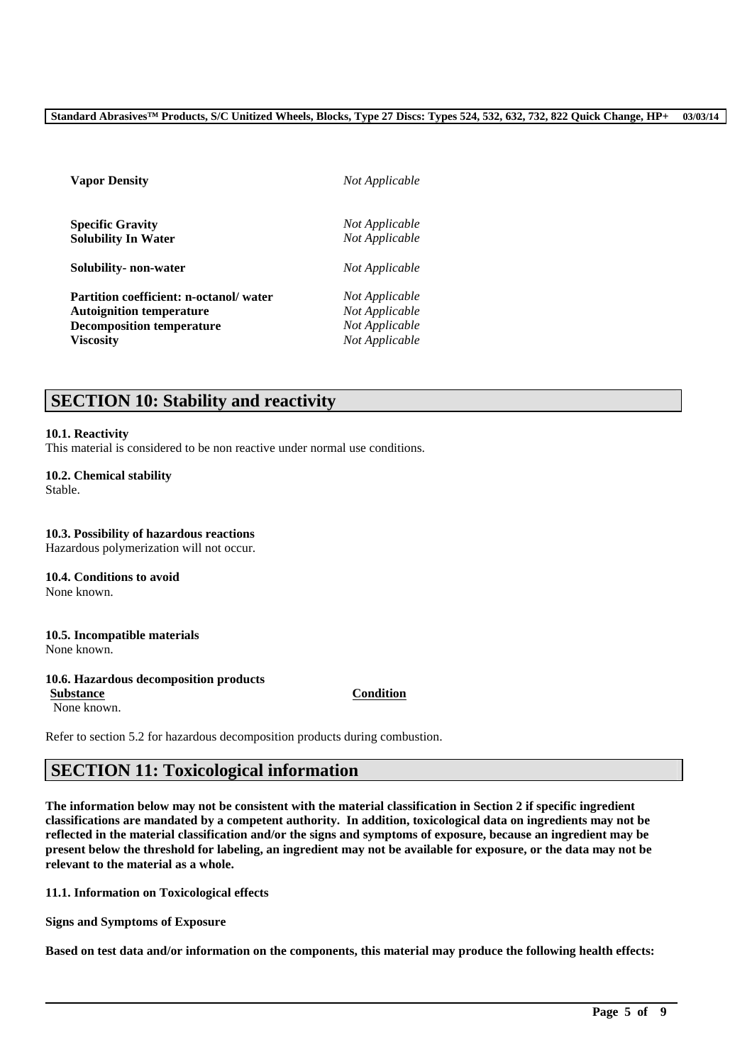| | |
|---|---|
| **Vapor Density** | *Not Applicable* |
| **Specific Gravity** | *Not Applicable* |
| **Solubility In Water** | *Not Applicable* |
| **Solubility- non-water** | *Not Applicable* |
| **Partition coefficient: n-octanol/ water** | *Not Applicable* |
| **Autoignition temperature** | *Not Applicable* |
| **Decomposition temperature** | *Not Applicable* |
| **Viscosity** | *Not Applicable* |

# SECTION 10: Stability and reactivity

**10.1. Reactivity**
This material is considered to be non reactive under normal use conditions.

**10.2. Chemical stability**
Stable.

**10.3. Possibility of hazardous reactions**
Hazardous polymerization will not occur.

**10.4. Conditions to avoid**
None known.

**10.5. Incompatible materials**
None known.

**10.6. Hazardous decomposition products**

| Substance | Condition |
|---|---|
| None known. | |

Refer to section 5.2 for hazardous decomposition products during combustion.

# SECTION 11: Toxicological information

**The information below may not be consistent with the material classification in Section 2 if specific ingredient classifications are mandated by a competent authority. In addition, toxicological data on ingredients may not be reflected in the material classification and/or the signs and symptoms of exposure, because an ingredient may be present below the threshold for labeling, an ingredient may not be available for exposure, or the data may not be relevant to the material as a whole.**

**11.1. Information on Toxicological effects**

**Signs and Symptoms of Exposure**

**Based on test data and/or information on the components, this material may produce the following health effects:**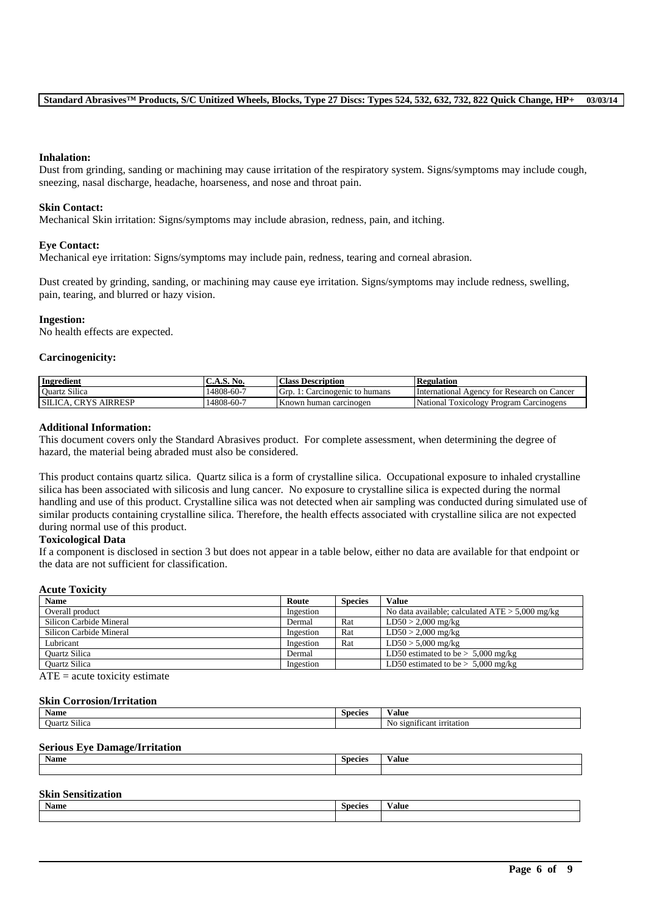**Inhalation:**
Dust from grinding, sanding or machining may cause irritation of the respiratory system. Signs/symptoms may include cough, sneezing, nasal discharge, headache, hoarseness, and nose and throat pain.

**Skin Contact:**
Mechanical Skin irritation: Signs/symptoms may include abrasion, redness, pain, and itching.

**Eye Contact:**
Mechanical eye irritation: Signs/symptoms may include pain, redness, tearing and corneal abrasion.

Dust created by grinding, sanding, or machining may cause eye irritation. Signs/symptoms may include redness, swelling, pain, tearing, and blurred or hazy vision.

**Ingestion:**
No health effects are expected.

**Carcinogenicity:**

| Ingredient | C.A.S. No. | Class Description | Regulation |
|---|---|---|---|
| Quartz Silica | 14808-60-7 | Grp. 1: Carcinogenic to humans | International Agency for Research on Cancer |
| SILICA, CRYS AIRRESP | 14808-60-7 | Known human carcinogen | National Toxicology Program Carcinogens |

**Additional Information:**
This document covers only the Standard Abrasives product. For complete assessment, when determining the degree of hazard, the material being abraded must also be considered.

This product contains quartz silica. Quartz silica is a form of crystalline silica. Occupational exposure to inhaled crystalline silica has been associated with silicosis and lung cancer. No exposure to crystalline silica is expected during the normal handling and use of this product. Crystalline silica was not detected when air sampling was conducted during simulated use of similar products containing crystalline silica. Therefore, the health effects associated with crystalline silica are not expected during normal use of this product.

**Toxicological Data**
If a component is disclosed in section 3 but does not appear in a table below, either no data are available for that endpoint or the data are not sufficient for classification.

**Acute Toxicity**

| Name | Route | Species | Value |
|---|---|---|---|
| Overall product | Ingestion | | No data available; calculated ATE > 5,000 mg/kg |
| Silicon Carbide Mineral | Dermal | Rat | LD50 > 2,000 mg/kg |
| Silicon Carbide Mineral | Ingestion | Rat | LD50 > 2,000 mg/kg |
| Lubricant | Ingestion | Rat | LD50 > 5,000 mg/kg |
| Quartz Silica | Dermal | | LD50 estimated to be > 5,000 mg/kg |
| Quartz Silica | Ingestion | | LD50 estimated to be > 5,000 mg/kg |

ATE = acute toxicity estimate

**Skin Corrosion/Irritation**

| Name | Species | Value |
|---|---|---|
| Quartz Silica | | No significant irritation |

**Serious Eye Damage/Irritation**

| Name | Species | Value |
|---|---|---|
| | | |

**Skin Sensitization**

| Name | Species | Value |
|---|---|---|
| | | |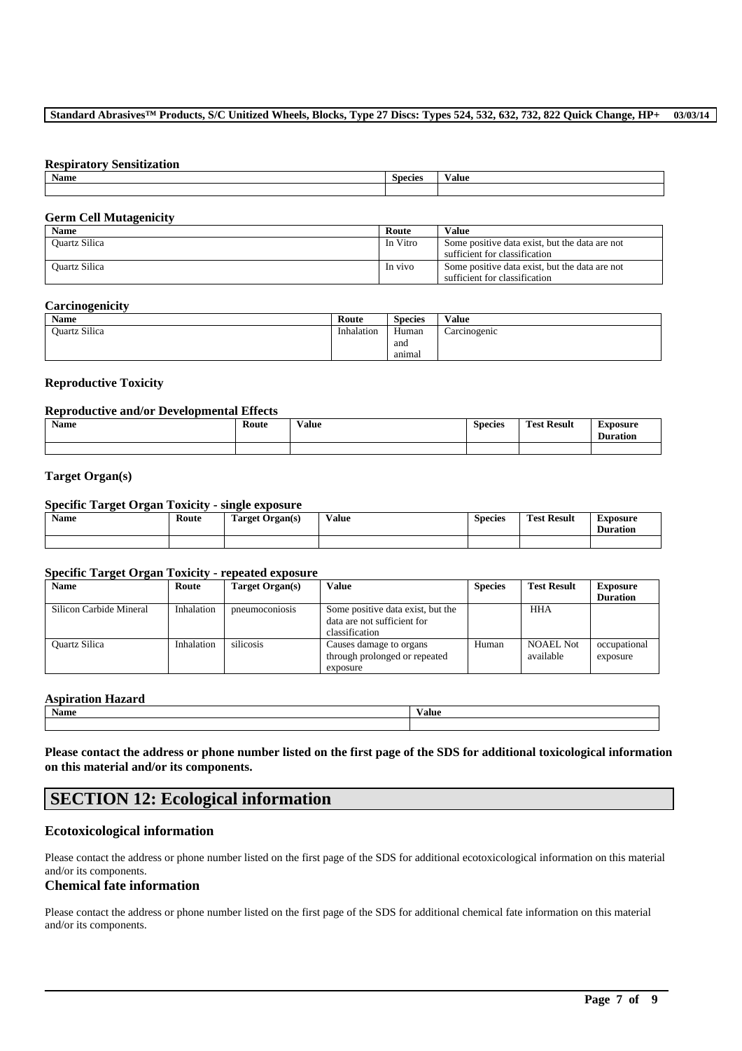### Respiratory Sensitization

| Name | Species | Value |
|---|---|---|
| | | |

### Germ Cell Mutagenicity

| Name | Route | Value |
|---|---|---|
| Quartz Silica | In Vitro | Some positive data exist, but the data are not sufficient for classification |
| Quartz Silica | In vivo | Some positive data exist, but the data are not sufficient for classification |

### Carcinogenicity

| Name | Route | Species | Value |
|---|---|---|---|
| Quartz Silica | Inhalation | Human and animal | Carcinogenic |

### Reproductive Toxicity

### Reproductive and/or Developmental Effects

| Name | Route | Value | Species | Test Result | Exposure Duration |
|---|---|---|---|---|---|
| | | | | | |

### Target Organ(s)

### Specific Target Organ Toxicity - single exposure

| Name | Route | Target Organ(s) | Value | Species | Test Result | Exposure Duration |
|---|---|---|---|---|---|---|
| | | | | | | |

### Specific Target Organ Toxicity - repeated exposure

| Name | Route | Target Organ(s) | Value | Species | Test Result | Exposure Duration |
|---|---|---|---|---|---|---|
| Silicon Carbide Mineral | Inhalation | pneumoconiosis | Some positive data exist, but the data are not sufficient for classification | | HHA | |
| Quartz Silica | Inhalation | silicosis | Causes damage to organs through prolonged or repeated exposure | Human | NOAEL Not available | occupational exposure |

### Aspiration Hazard

| Name | Value |
|---|---|
| | |

**Please contact the address or phone number listed on the first page of the SDS for additional toxicological information on this material and/or its components.**

## SECTION 12: Ecological information

### Ecotoxicological information

Please contact the address or phone number listed on the first page of the SDS for additional ecotoxicological information on this material and/or its components.

### Chemical fate information

Please contact the address or phone number listed on the first page of the SDS for additional chemical fate information on this material and/or its components.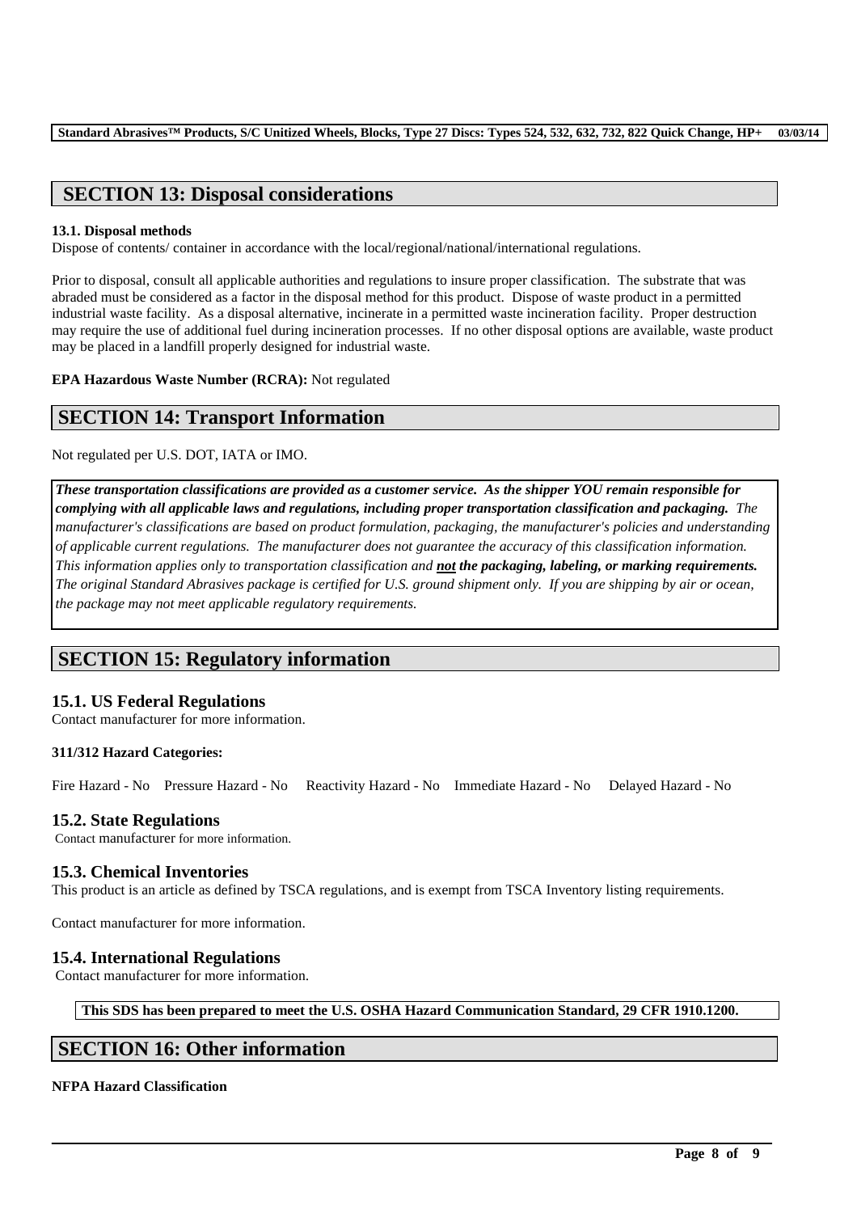## SECTION 13: Disposal considerations

**13.1. Disposal methods**

Dispose of contents/ container in accordance with the local/regional/national/international regulations.

Prior to disposal, consult all applicable authorities and regulations to insure proper classification. The substrate that was abraded must be considered as a factor in the disposal method for this product. Dispose of waste product in a permitted industrial waste facility. As a disposal alternative, incinerate in a permitted waste incineration facility. Proper destruction may require the use of additional fuel during incineration processes. If no other disposal options are available, waste product may be placed in a landfill properly designed for industrial waste.

**EPA Hazardous Waste Number (RCRA):** Not regulated

## SECTION 14: Transport Information

Not regulated per U.S. DOT, IATA or IMO.

***These transportation classifications are provided as a customer service. As the shipper YOU remain responsible for complying with all applicable laws and regulations, including proper transportation classification and packaging.*** *The manufacturer's classifications are based on product formulation, packaging, the manufacturer's policies and understanding of applicable current regulations. The manufacturer does not guarantee the accuracy of this classification information. This information applies only to transportation classification and* ***not the packaging, labeling, or marking requirements.*** *The original Standard Abrasives package is certified for U.S. ground shipment only. If you are shipping by air or ocean, the package may not meet applicable regulatory requirements.*

## SECTION 15: Regulatory information

### 15.1. US Federal Regulations

Contact manufacturer for more information.

**311/312 Hazard Categories:**

Fire Hazard - No    Pressure Hazard - No    Reactivity Hazard - No    Immediate Hazard - No    Delayed Hazard - No

### 15.2. State Regulations

Contact manufacturer for more information.

### 15.3. Chemical Inventories

This product is an article as defined by TSCA regulations, and is exempt from TSCA Inventory listing requirements.

Contact manufacturer for more information.

### 15.4. International Regulations

Contact manufacturer for more information.

**This SDS has been prepared to meet the U.S. OSHA Hazard Communication Standard, 29 CFR 1910.1200.**

## SECTION 16: Other information

**NFPA Hazard Classification**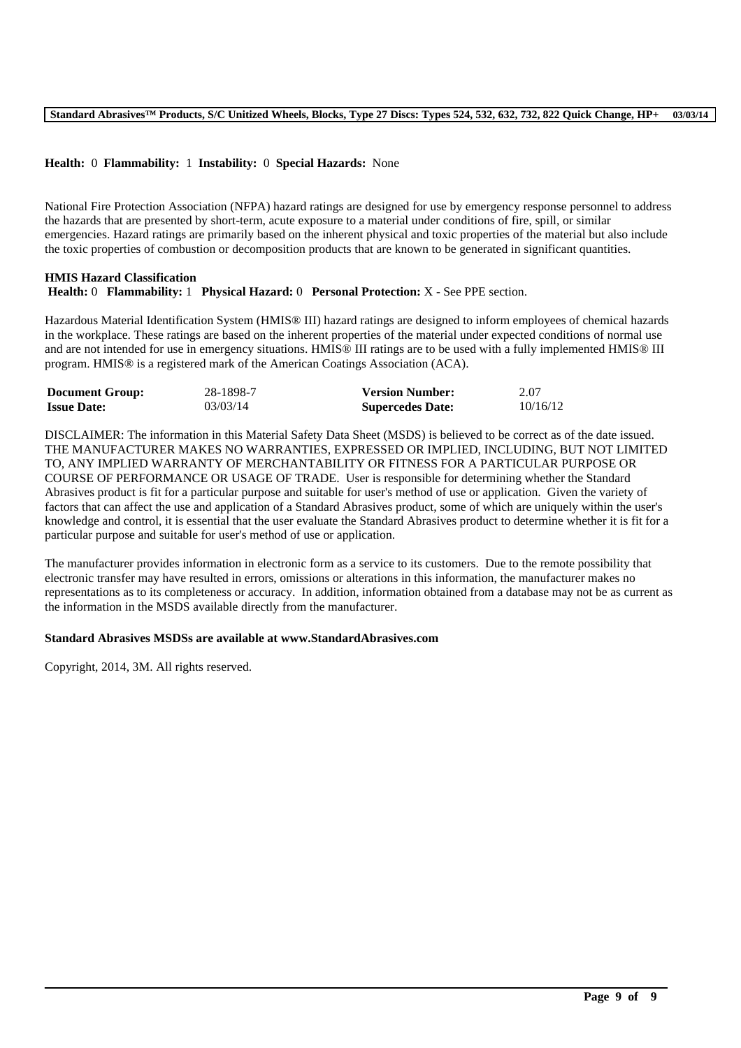**Health:** 0 **Flammability:** 1 **Instability:** 0 **Special Hazards:** None

National Fire Protection Association (NFPA) hazard ratings are designed for use by emergency response personnel to address the hazards that are presented by short-term, acute exposure to a material under conditions of fire, spill, or similar emergencies. Hazard ratings are primarily based on the inherent physical and toxic properties of the material but also include the toxic properties of combustion or decomposition products that are known to be generated in significant quantities.

**HMIS Hazard Classification**
**Health:** 0 **Flammability:** 1 **Physical Hazard:** 0 **Personal Protection:** X - See PPE section.

Hazardous Material Identification System (HMIS® III) hazard ratings are designed to inform employees of chemical hazards in the workplace. These ratings are based on the inherent properties of the material under expected conditions of normal use and are not intended for use in emergency situations. HMIS® III ratings are to be used with a fully implemented HMIS® III program. HMIS® is a registered mark of the American Coatings Association (ACA).

| | | | |
|---|---|---|---|
| **Document Group:** | 28-1898-7 | **Version Number:** | 2.07 |
| **Issue Date:** | 03/03/14 | **Supercedes Date:** | 10/16/12 |

DISCLAIMER: The information in this Material Safety Data Sheet (MSDS) is believed to be correct as of the date issued. THE MANUFACTURER MAKES NO WARRANTIES, EXPRESSED OR IMPLIED, INCLUDING, BUT NOT LIMITED TO, ANY IMPLIED WARRANTY OF MERCHANTABILITY OR FITNESS FOR A PARTICULAR PURPOSE OR COURSE OF PERFORMANCE OR USAGE OF TRADE. User is responsible for determining whether the Standard Abrasives product is fit for a particular purpose and suitable for user's method of use or application. Given the variety of factors that can affect the use and application of a Standard Abrasives product, some of which are uniquely within the user's knowledge and control, it is essential that the user evaluate the Standard Abrasives product to determine whether it is fit for a particular purpose and suitable for user's method of use or application.

The manufacturer provides information in electronic form as a service to its customers. Due to the remote possibility that electronic transfer may have resulted in errors, omissions or alterations in this information, the manufacturer makes no representations as to its completeness or accuracy. In addition, information obtained from a database may not be as current as the information in the MSDS available directly from the manufacturer.

**Standard Abrasives MSDSs are available at www.StandardAbrasives.com**

Copyright, 2014, 3M. All rights reserved.